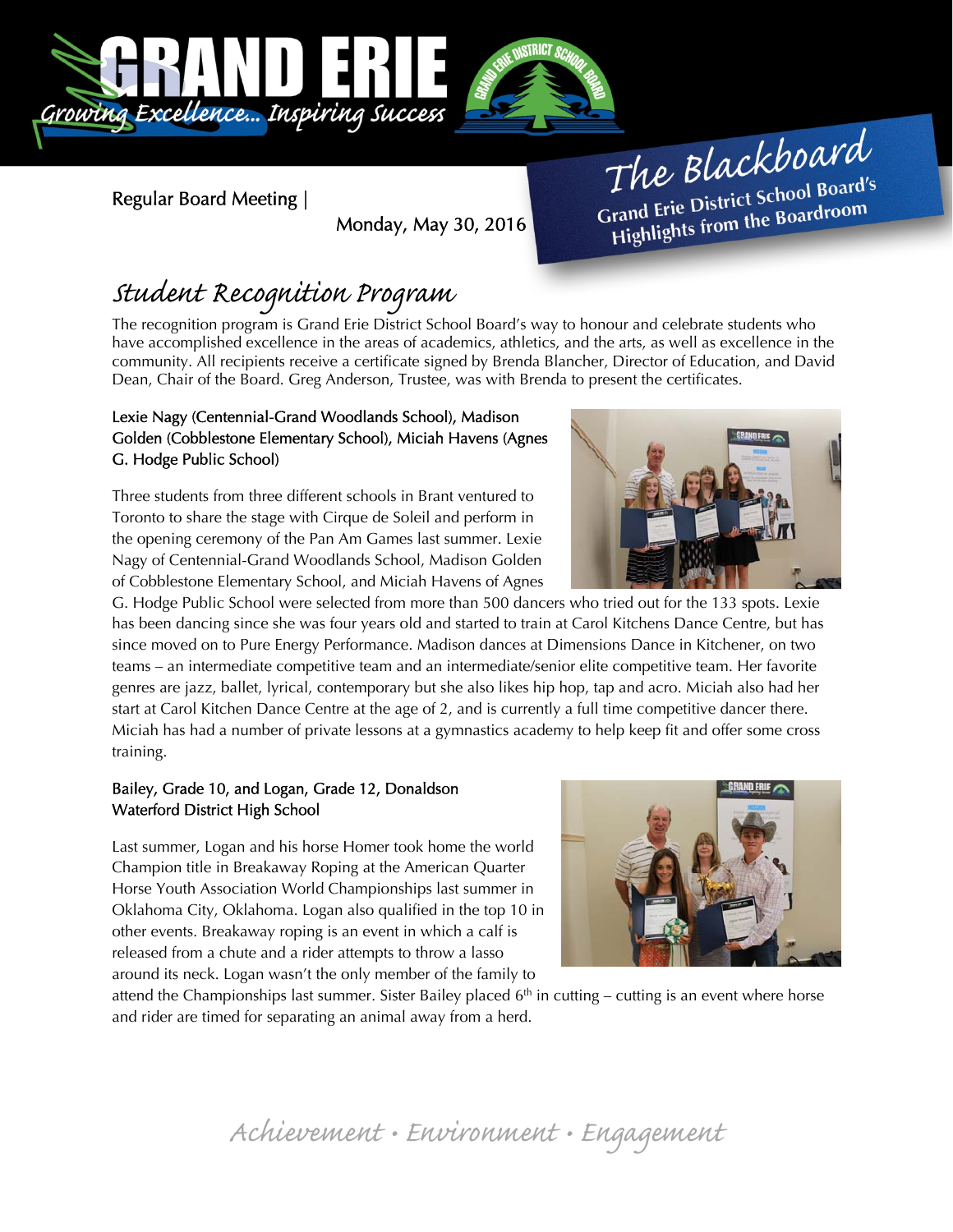# GRAND ERIE

*Growing Excellence... Inspiring Success*

Regular Board Meeting | Monday, May 30, 2016

**The Blackboard**
**Grand Erie District School Board's Highlights from the Boardroom**

## *Student Recognition Program*

The recognition program is Grand Erie District School Board's way to honour and celebrate students who have accomplished excellence in the areas of academics, athletics, and the arts, as well as excellence in the community. All recipients receive a certificate signed by Brenda Blancher, Director of Education, and David Dean, Chair of the Board. Greg Anderson, Trustee, was with Brenda to present the certificates.

### Lexie Nagy (Centennial-Grand Woodlands School), Madison Golden (Cobblestone Elementary School), Miciah Havens (Agnes G. Hodge Public School)

Three students from three different schools in Brant ventured to Toronto to share the stage with Cirque de Soleil and perform in the opening ceremony of the Pan Am Games last summer. Lexie Nagy of Centennial-Grand Woodlands School, Madison Golden of Cobblestone Elementary School, and Miciah Havens of Agnes G. Hodge Public School were selected from more than 500 dancers who tried out for the 133 spots. Lexie has been dancing since she was four years old and started to train at Carol Kitchens Dance Centre, but has since moved on to Pure Energy Performance. Madison dances at Dimensions Dance in Kitchener, on two teams – an intermediate competitive team and an intermediate/senior elite competitive team. Her favorite genres are jazz, ballet, lyrical, contemporary but she also likes hip hop, tap and acro. Miciah also had her start at Carol Kitchen Dance Centre at the age of 2, and is currently a full time competitive dancer there. Miciah has had a number of private lessons at a gymnastics academy to help keep fit and offer some cross training.

### Bailey, Grade 10, and Logan, Grade 12, Donaldson Waterford District High School

Last summer, Logan and his horse Homer took home the world Champion title in Breakaway Roping at the American Quarter Horse Youth Association World Championships last summer in Oklahoma City, Oklahoma. Logan also qualified in the top 10 in other events. Breakaway roping is an event in which a calf is released from a chute and a rider attempts to throw a lasso around its neck. Logan wasn't the only member of the family to attend the Championships last summer. Sister Bailey placed 6th in cutting – cutting is an event where horse and rider are timed for separating an animal away from a herd.

*Achievement • Environment • Engagement*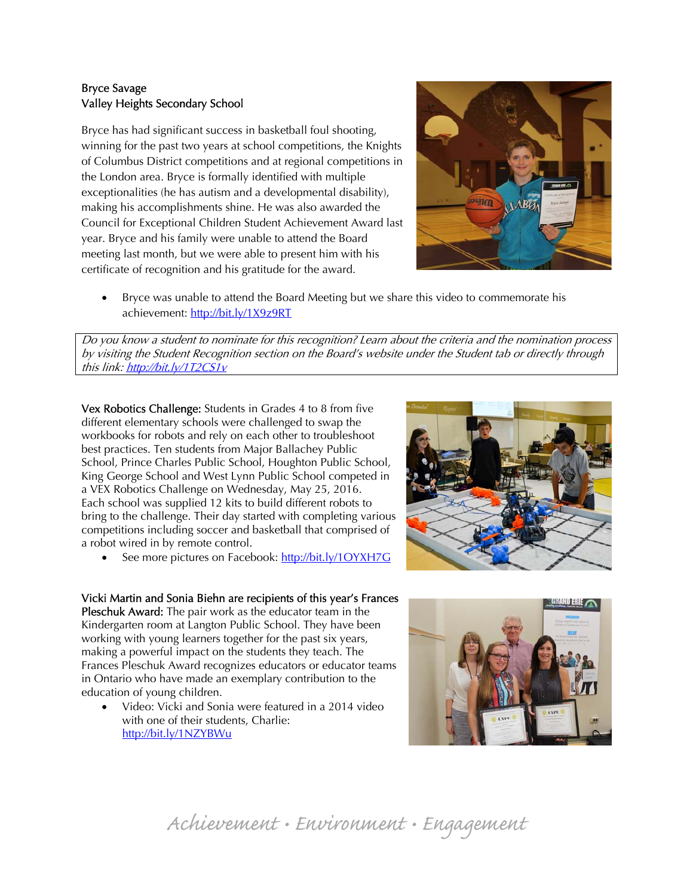**Bryce Savage**
**Valley Heights Secondary School**

Bryce has had significant success in basketball foul shooting, winning for the past two years at school competitions, the Knights of Columbus District competitions and at regional competitions in the London area. Bryce is formally identified with multiple exceptionalities (he has autism and a developmental disability), making his accomplishments shine. He was also awarded the Council for Exceptional Children Student Achievement Award last year. Bryce and his family were unable to attend the Board meeting last month, but we were able to present him with his certificate of recognition and his gratitude for the award.

- Bryce was unable to attend the Board Meeting but we share this video to commemorate his achievement: http://bit.ly/1X9z9RT

*Do you know a student to nominate for this recognition? Learn about the criteria and the nomination process by visiting the Student Recognition section on the Board's website under the Student tab or directly through this link: http://bit.ly/1T2CS1v*

**Vex Robotics Challenge:** Students in Grades 4 to 8 from five different elementary schools were challenged to swap the workbooks for robots and rely on each other to troubleshoot best practices. Ten students from Major Ballachey Public School, Prince Charles Public School, Houghton Public School, King George School and West Lynn Public School competed in a VEX Robotics Challenge on Wednesday, May 25, 2016. Each school was supplied 12 kits to build different robots to bring to the challenge. Their day started with completing various competitions including soccer and basketball that comprised of a robot wired in by remote control.

- See more pictures on Facebook: http://bit.ly/1OYXH7G

**Vicki Martin and Sonia Biehn are recipients of this year's Frances Pleschuk Award:** The pair work as the educator team in the Kindergarten room at Langton Public School. They have been working with young learners together for the past six years, making a powerful impact on the students they teach. The Frances Pleschuk Award recognizes educators or educator teams in Ontario who have made an exemplary contribution to the education of young children.

- Video: Vicki and Sonia were featured in a 2014 video with one of their students, Charlie: http://bit.ly/1NZYBWu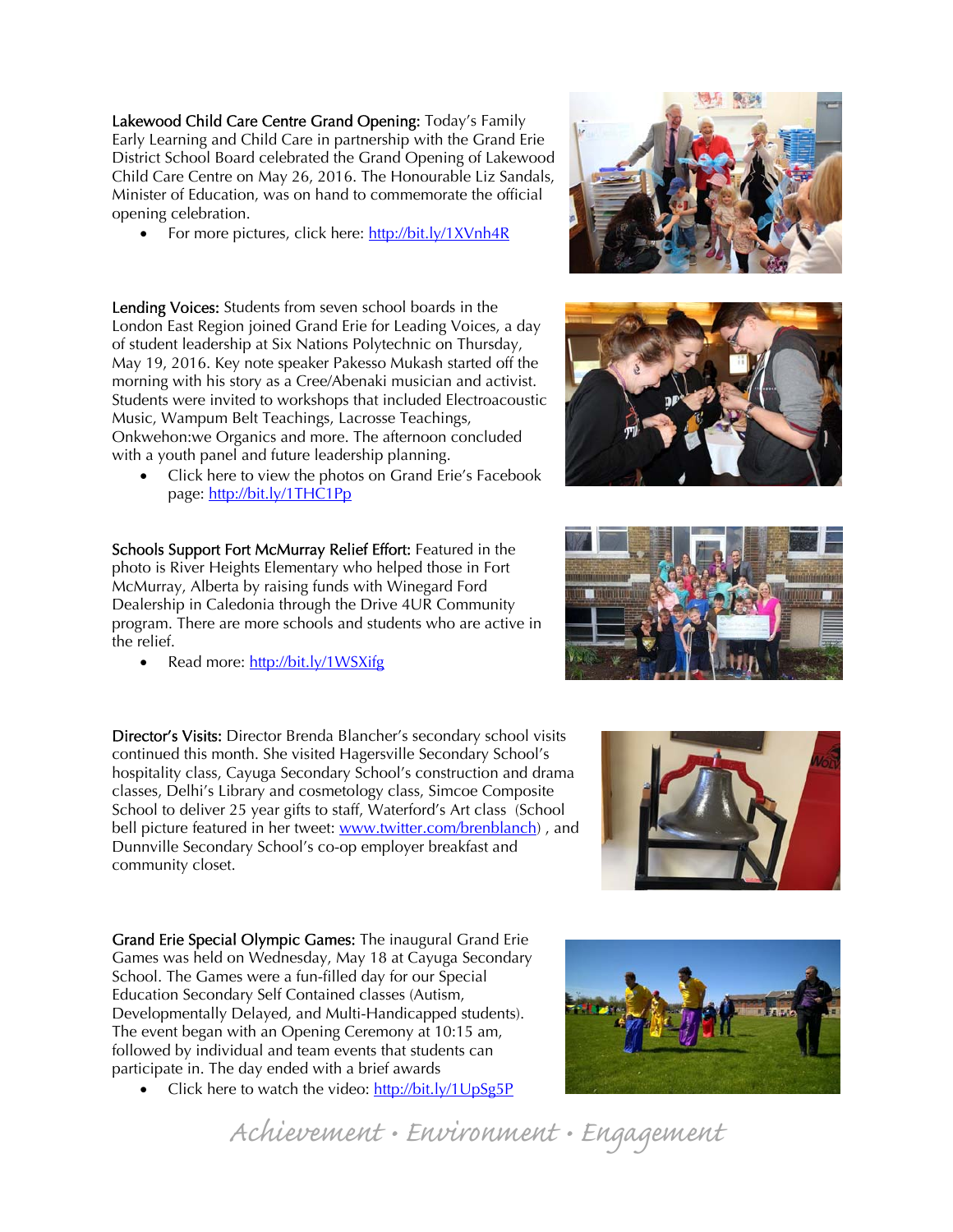**Lakewood Child Care Centre Grand Opening:** Today's Family Early Learning and Child Care in partnership with the Grand Erie District School Board celebrated the Grand Opening of Lakewood Child Care Centre on May 26, 2016. The Honourable Liz Sandals, Minister of Education, was on hand to commemorate the official opening celebration.

- For more pictures, click here: http://bit.ly/1XVnh4R

**Lending Voices:** Students from seven school boards in the London East Region joined Grand Erie for Leading Voices, a day of student leadership at Six Nations Polytechnic on Thursday, May 19, 2016. Key note speaker Pakesso Mukash started off the morning with his story as a Cree/Abenaki musician and activist. Students were invited to workshops that included Electroacoustic Music, Wampum Belt Teachings, Lacrosse Teachings, Onkwehon:we Organics and more. The afternoon concluded with a youth panel and future leadership planning.

- Click here to view the photos on Grand Erie's Facebook page: http://bit.ly/1THC1Pp

**Schools Support Fort McMurray Relief Effort:** Featured in the photo is River Heights Elementary who helped those in Fort McMurray, Alberta by raising funds with Winegard Ford Dealership in Caledonia through the Drive 4UR Community program. There are more schools and students who are active in the relief.

- Read more: http://bit.ly/1WSXifg

**Director's Visits:** Director Brenda Blancher's secondary school visits continued this month. She visited Hagersville Secondary School's hospitality class, Cayuga Secondary School's construction and drama classes, Delhi's Library and cosmetology class, Simcoe Composite School to deliver 25 year gifts to staff, Waterford's Art class (School bell picture featured in her tweet: www.twitter.com/brenblanch) , and Dunnville Secondary School's co-op employer breakfast and community closet.

**Grand Erie Special Olympic Games:** The inaugural Grand Erie Games was held on Wednesday, May 18 at Cayuga Secondary School. The Games were a fun-filled day for our Special Education Secondary Self Contained classes (Autism, Developmentally Delayed, and Multi-Handicapped students). The event began with an Opening Ceremony at 10:15 am, followed by individual and team events that students can participate in. The day ended with a brief awards

- Click here to watch the video: http://bit.ly/1UpSg5P

*Achievement • Environment • Engagement*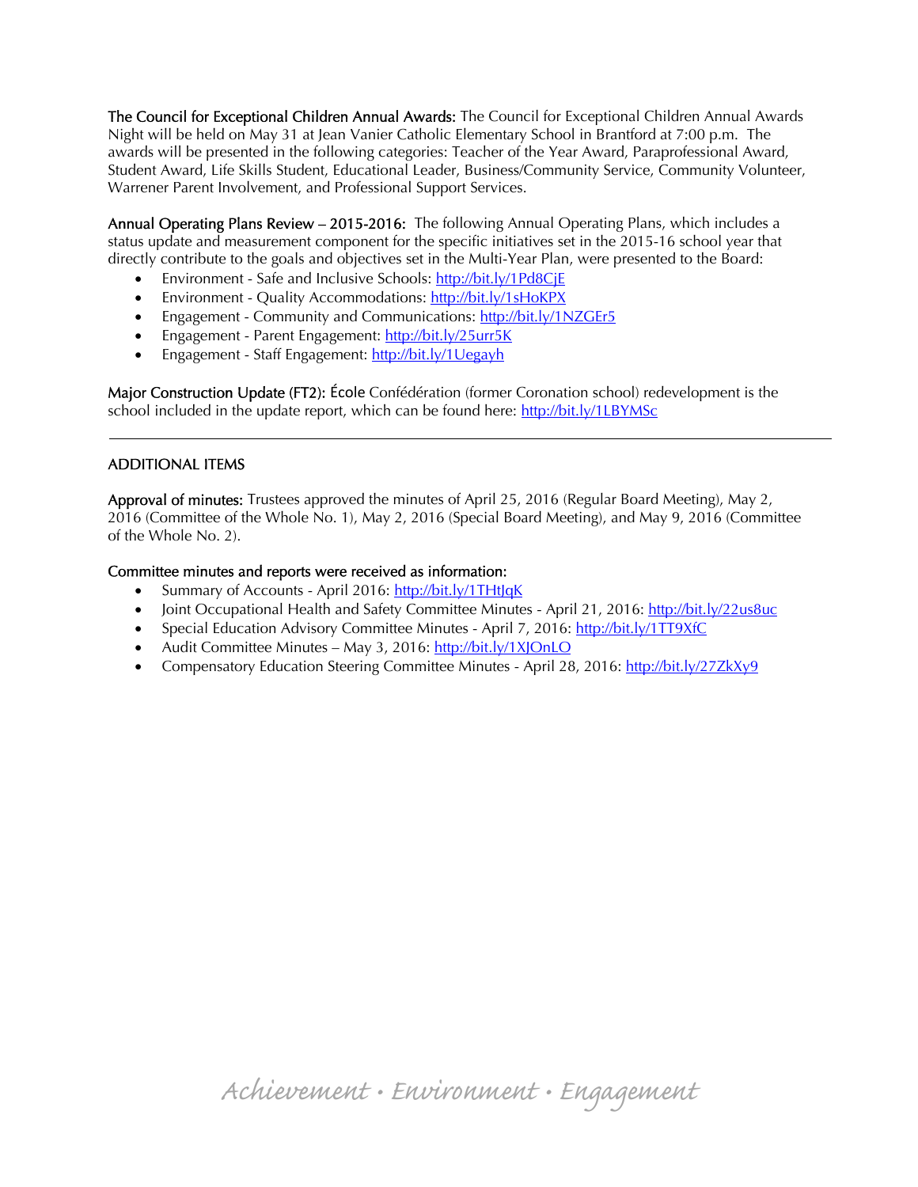**The Council for Exceptional Children Annual Awards:** The Council for Exceptional Children Annual Awards Night will be held on May 31 at Jean Vanier Catholic Elementary School in Brantford at 7:00 p.m. The awards will be presented in the following categories: Teacher of the Year Award, Paraprofessional Award, Student Award, Life Skills Student, Educational Leader, Business/Community Service, Community Volunteer, Warrener Parent Involvement, and Professional Support Services.

**Annual Operating Plans Review – 2015-2016:** The following Annual Operating Plans, which includes a status update and measurement component for the specific initiatives set in the 2015-16 school year that directly contribute to the goals and objectives set in the Multi-Year Plan, were presented to the Board:

- Environment - Safe and Inclusive Schools: http://bit.ly/1Pd8CjE
- Environment - Quality Accommodations: http://bit.ly/1sHoKPX
- Engagement - Community and Communications: http://bit.ly/1NZGEr5
- Engagement - Parent Engagement: http://bit.ly/25urr5K
- Engagement - Staff Engagement: http://bit.ly/1Uegayh

**Major Construction Update (FT2):** École Confédération (former Coronation school) redevelopment is the school included in the update report, which can be found here: http://bit.ly/1LBYMSc

---

## ADDITIONAL ITEMS

**Approval of minutes:** Trustees approved the minutes of April 25, 2016 (Regular Board Meeting), May 2, 2016 (Committee of the Whole No. 1), May 2, 2016 (Special Board Meeting), and May 9, 2016 (Committee of the Whole No. 2).

**Committee minutes and reports were received as information:**

- Summary of Accounts - April 2016: http://bit.ly/1THtJqK
- Joint Occupational Health and Safety Committee Minutes - April 21, 2016: http://bit.ly/22us8uc
- Special Education Advisory Committee Minutes - April 7, 2016: http://bit.ly/1TT9XfC
- Audit Committee Minutes – May 3, 2016: http://bit.ly/1XJOnLO
- Compensatory Education Steering Committee Minutes - April 28, 2016: http://bit.ly/27ZkXy9